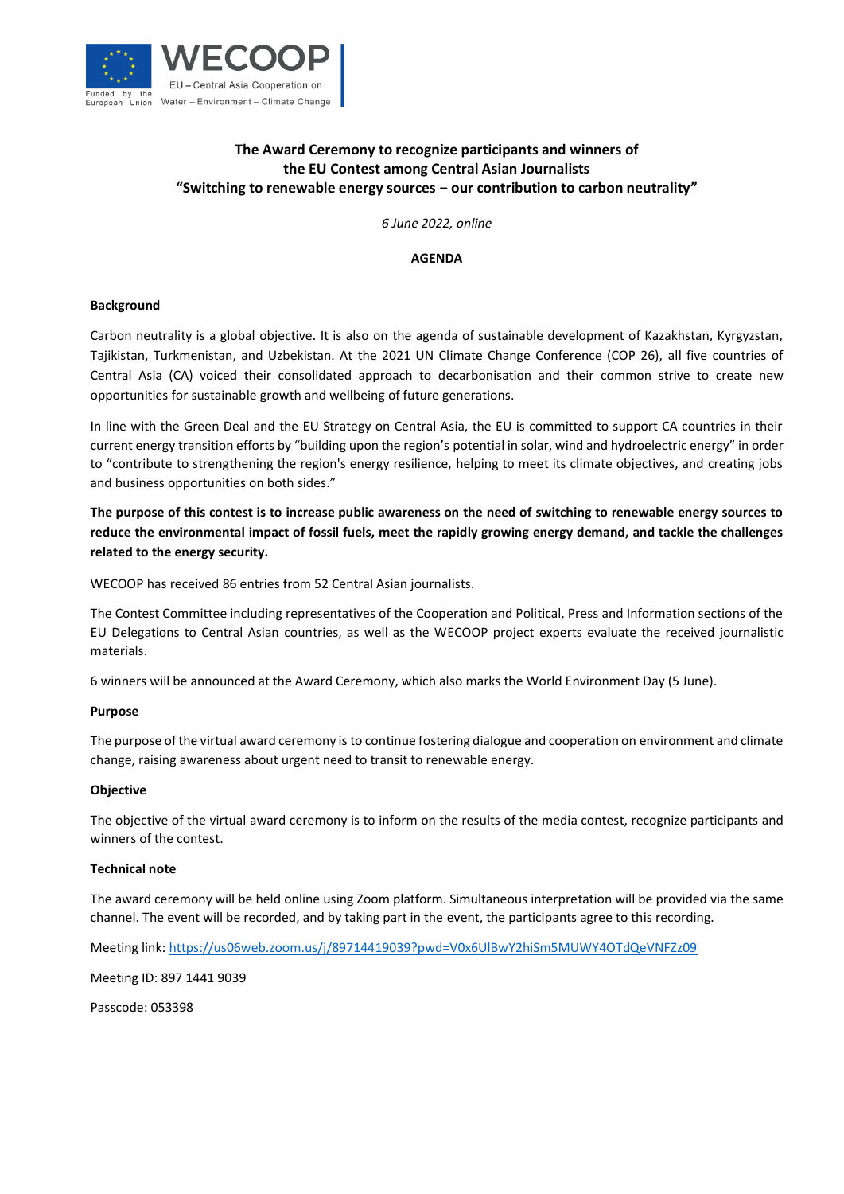WECOOP

EU – Central Asia Cooperation on Water – Environment – Climate Change

Funded by the European Union

# The Award Ceremony to recognize participants and winners of the EU Contest among Central Asian Journalists "Switching to renewable energy sources – our contribution to carbon neutrality"

*6 June 2022, online*

**AGENDA**

### Background

Carbon neutrality is a global objective. It is also on the agenda of sustainable development of Kazakhstan, Kyrgyzstan, Tajikistan, Turkmenistan, and Uzbekistan. At the 2021 UN Climate Change Conference (COP 26), all five countries of Central Asia (CA) voiced their consolidated approach to decarbonisation and their common strive to create new opportunities for sustainable growth and wellbeing of future generations.

In line with the Green Deal and the EU Strategy on Central Asia, the EU is committed to support CA countries in their current energy transition efforts by "building upon the region's potential in solar, wind and hydroelectric energy" in order to "contribute to strengthening the region's energy resilience, helping to meet its climate objectives, and creating jobs and business opportunities on both sides."

**The purpose of this contest is to increase public awareness on the need of switching to renewable energy sources to reduce the environmental impact of fossil fuels, meet the rapidly growing energy demand, and tackle the challenges related to the energy security.**

WECOOP has received 86 entries from 52 Central Asian journalists.

The Contest Committee including representatives of the Cooperation and Political, Press and Information sections of the EU Delegations to Central Asian countries, as well as the WECOOP project experts evaluate the received journalistic materials.

6 winners will be announced at the Award Ceremony, which also marks the World Environment Day (5 June).

### Purpose

The purpose of the virtual award ceremony is to continue fostering dialogue and cooperation on environment and climate change, raising awareness about urgent need to transit to renewable energy.

### Objective

The objective of the virtual award ceremony is to inform on the results of the media contest, recognize participants and winners of the contest.

### Technical note

The award ceremony will be held online using Zoom platform. Simultaneous interpretation will be provided via the same channel. The event will be recorded, and by taking part in the event, the participants agree to this recording.

Meeting link: https://us06web.zoom.us/j/89714419039?pwd=V0x6UlBwY2hiSm5MUWY4OTdQeVNFZz09

Meeting ID: 897 1441 9039

Passcode: 053398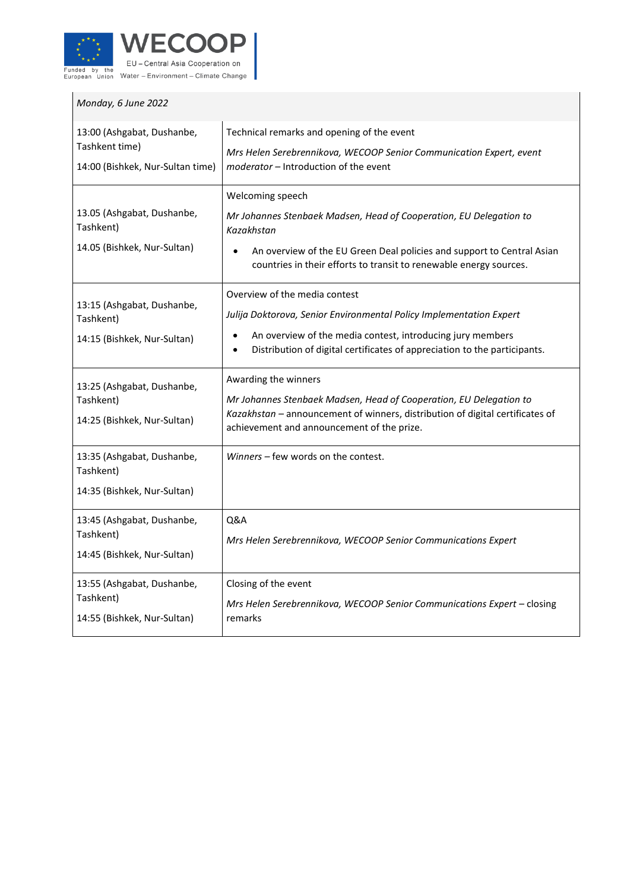| *Monday, 6 June 2022* | |
|---|---|
| 13:00 (Ashgabat, Dushanbe, Tashkent time)<br><br>14:00 (Bishkek, Nur-Sultan time) | Technical remarks and opening of the event<br><br>*Mrs Helen Serebrennikova, WECOOP Senior Communication Expert, event moderator* – Introduction of the event |
| 13.05 (Ashgabat, Dushanbe, Tashkent)<br><br>14.05 (Bishkek, Nur-Sultan) | Welcoming speech<br><br>*Mr Johannes Stenbaek Madsen, Head of Cooperation, EU Delegation to Kazakhstan*<br><br>• An overview of the EU Green Deal policies and support to Central Asian countries in their efforts to transit to renewable energy sources. |
| 13:15 (Ashgabat, Dushanbe, Tashkent)<br><br>14:15 (Bishkek, Nur-Sultan) | Overview of the media contest<br><br>*Julija Doktorova, Senior Environmental Policy Implementation Expert*<br><br>• An overview of the media contest, introducing jury members<br>• Distribution of digital certificates of appreciation to the participants. |
| 13:25 (Ashgabat, Dushanbe, Tashkent)<br><br>14:25 (Bishkek, Nur-Sultan) | Awarding the winners<br><br>*Mr Johannes Stenbaek Madsen, Head of Cooperation, EU Delegation to Kazakhstan* – announcement of winners, distribution of digital certificates of achievement and announcement of the prize. |
| 13:35 (Ashgabat, Dushanbe, Tashkent)<br><br>14:35 (Bishkek, Nur-Sultan) | *Winners* – few words on the contest. |
| 13:45 (Ashgabat, Dushanbe, Tashkent)<br><br>14:45 (Bishkek, Nur-Sultan) | Q&A<br><br>*Mrs Helen Serebrennikova, WECOOP Senior Communications Expert* |
| 13:55 (Ashgabat, Dushanbe, Tashkent)<br><br>14:55 (Bishkek, Nur-Sultan) | Closing of the event<br><br>*Mrs Helen Serebrennikova, WECOOP Senior Communications Expert* – closing remarks |